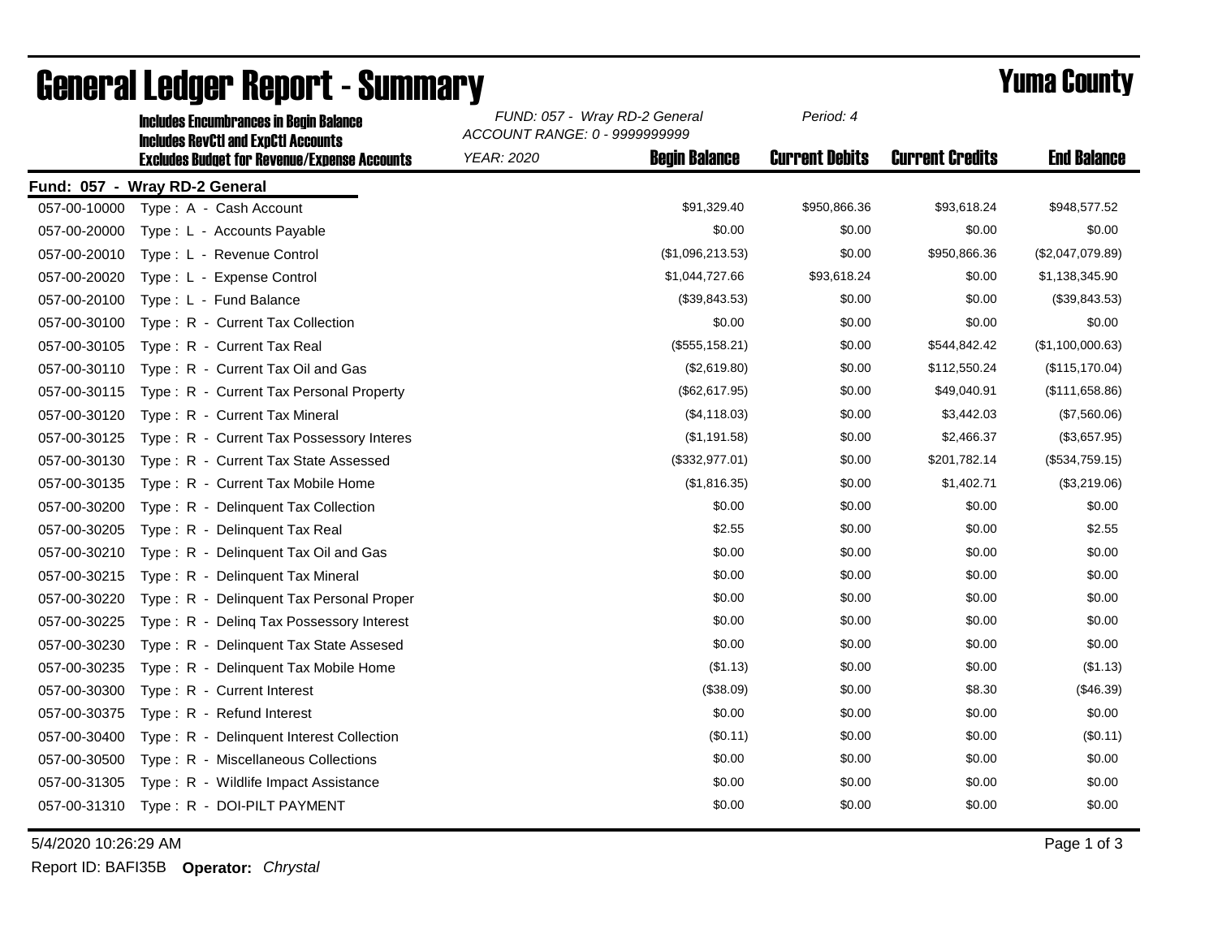# General Ledger Report - Summary

## Yuma County

**Includes Encumbrances in Begin Balance**
**Includes RevCtl and ExpCtl Accounts**
**Excludes Budget for Revenue/Expense Accounts**

*FUND: 057 - Wray RD-2 General*
*ACCOUNT RANGE: 0 - 9999999999*
*YEAR: 2020*
*Period: 4*

**Fund: 057 - Wray RD-2 General**

| Account | Description | Begin Balance | Current Debits | Current Credits | End Balance |
|---|---|---|---|---|---|
| 057-00-10000 | Type : A - Cash Account | $91,329.40 | $950,866.36 | $93,618.24 | $948,577.52 |
| 057-00-20000 | Type : L - Accounts Payable | $0.00 | $0.00 | $0.00 | $0.00 |
| 057-00-20010 | Type : L - Revenue Control | ($1,096,213.53) | $0.00 | $950,866.36 | ($2,047,079.89) |
| 057-00-20020 | Type : L - Expense Control | $1,044,727.66 | $93,618.24 | $0.00 | $1,138,345.90 |
| 057-00-20100 | Type : L - Fund Balance | ($39,843.53) | $0.00 | $0.00 | ($39,843.53) |
| 057-00-30100 | Type : R - Current Tax Collection | $0.00 | $0.00 | $0.00 | $0.00 |
| 057-00-30105 | Type : R - Current Tax Real | ($555,158.21) | $0.00 | $544,842.42 | ($1,100,000.63) |
| 057-00-30110 | Type : R - Current Tax Oil and Gas | ($2,619.80) | $0.00 | $112,550.24 | ($115,170.04) |
| 057-00-30115 | Type : R - Current Tax Personal Property | ($62,617.95) | $0.00 | $49,040.91 | ($111,658.86) |
| 057-00-30120 | Type : R - Current Tax Mineral | ($4,118.03) | $0.00 | $3,442.03 | ($7,560.06) |
| 057-00-30125 | Type : R - Current Tax Possessory Interes | ($1,191.58) | $0.00 | $2,466.37 | ($3,657.95) |
| 057-00-30130 | Type : R - Current Tax State Assessed | ($332,977.01) | $0.00 | $201,782.14 | ($534,759.15) |
| 057-00-30135 | Type : R - Current Tax Mobile Home | ($1,816.35) | $0.00 | $1,402.71 | ($3,219.06) |
| 057-00-30200 | Type : R - Delinquent Tax Collection | $0.00 | $0.00 | $0.00 | $0.00 |
| 057-00-30205 | Type : R - Delinquent Tax Real | $2.55 | $0.00 | $0.00 | $2.55 |
| 057-00-30210 | Type : R - Delinquent Tax Oil and Gas | $0.00 | $0.00 | $0.00 | $0.00 |
| 057-00-30215 | Type : R - Delinquent Tax Mineral | $0.00 | $0.00 | $0.00 | $0.00 |
| 057-00-30220 | Type : R - Delinquent Tax Personal Proper | $0.00 | $0.00 | $0.00 | $0.00 |
| 057-00-30225 | Type : R - Delinq Tax Possessory Interest | $0.00 | $0.00 | $0.00 | $0.00 |
| 057-00-30230 | Type : R - Delinquent Tax State Assesed | $0.00 | $0.00 | $0.00 | $0.00 |
| 057-00-30235 | Type : R - Delinquent Tax Mobile Home | ($1.13) | $0.00 | $0.00 | ($1.13) |
| 057-00-30300 | Type : R - Current Interest | ($38.09) | $0.00 | $8.30 | ($46.39) |
| 057-00-30375 | Type : R - Refund Interest | $0.00 | $0.00 | $0.00 | $0.00 |
| 057-00-30400 | Type : R - Delinquent Interest Collection | ($0.11) | $0.00 | $0.00 | ($0.11) |
| 057-00-30500 | Type : R - Miscellaneous Collections | $0.00 | $0.00 | $0.00 | $0.00 |
| 057-00-31305 | Type : R - Wildlife Impact Assistance | $0.00 | $0.00 | $0.00 | $0.00 |
| 057-00-31310 | Type : R - DOI-PILT PAYMENT | $0.00 | $0.00 | $0.00 | $0.00 |

5/4/2020 10:26:29 AM

Report ID: BAFI35B **Operator:** *Chrystal*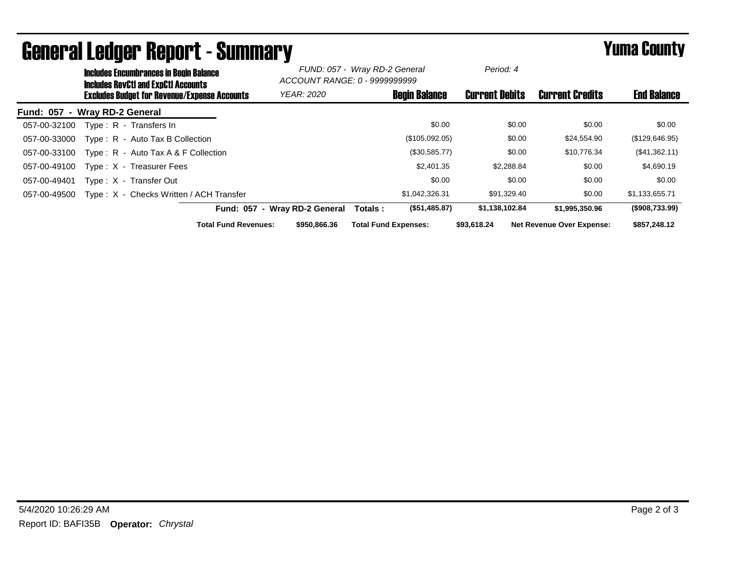# General Ledger Report - Summary

**Yuma County**

**Includes Encumbrances in Begin Balance**
**Includes RevCtl and ExpCtl Accounts**
**Excludes Budget for Revenue/Expense Accounts**

*FUND: 057 - Wray RD-2 General*
*ACCOUNT RANGE: 0 - 9999999999*
*YEAR: 2020*
*Period: 4*

**Fund: 057 - Wray RD-2 General**

| Account | Description | Begin Balance | Current Debits | Current Credits | End Balance |
|---|---|---|---|---|---|
| 057-00-32100 | Type : R - Transfers In | $0.00 | $0.00 | $0.00 | $0.00 |
| 057-00-33000 | Type : R - Auto Tax B Collection | ($105,092.05) | $0.00 | $24,554.90 | ($129,646.95) |
| 057-00-33100 | Type : R - Auto Tax A & F Collection | ($30,585.77) | $0.00 | $10,776.34 | ($41,362.11) |
| 057-00-49100 | Type : X - Treasurer Fees | $2,401.35 | $2,288.84 | $0.00 | $4,690.19 |
| 057-00-49401 | Type : X - Transfer Out | $0.00 | $0.00 | $0.00 | $0.00 |
| 057-00-49500 | Type : X - Checks Written / ACH Transfer | $1,042,326.31 | $91,329.40 | $0.00 | $1,133,655.71 |
| | **Fund: 057 - Wray RD-2 General Totals :** | **($51,485.87)** | **$1,138,102.84** | **$1,995,350.96** | **($908,733.99)** |

**Total Fund Revenues:** $950,866.36 **Total Fund Expenses:** $93,618.24 **Net Revenue Over Expense:** $857,248.12

5/4/2020 10:26:29 AM

Report ID: BAFI35B **Operator:** *Chrystal*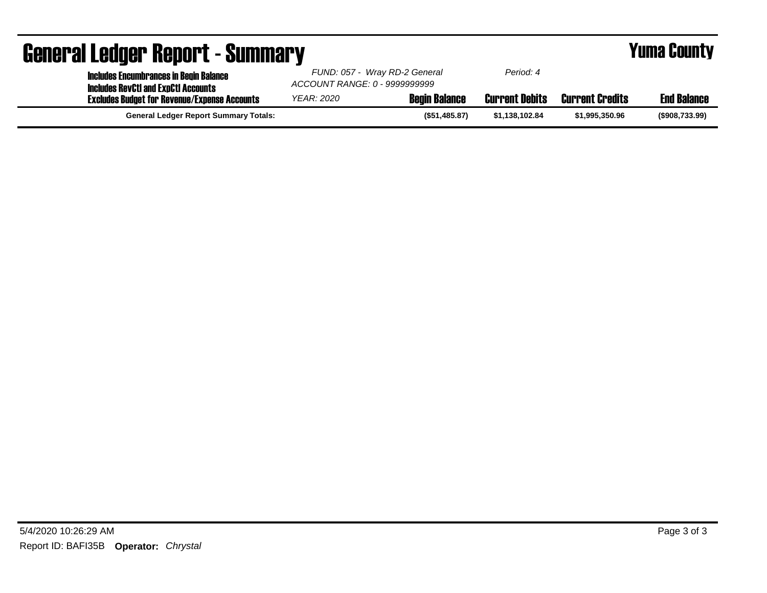# General Ledger Report - Summary

## Yuma County

**Includes Encumbrances in Begin Balance**
**Includes RevCtl and ExpCtl Accounts**
**Excludes Budget for Revenue/Expense Accounts**

*FUND: 057 - Wray RD-2 General*
*ACCOUNT RANGE: 0 - 9999999999*
*YEAR: 2020*
*Period: 4*

| | Begin Balance | Current Debits | Current Credits | End Balance |
|---|---|---|---|---|
| **General Ledger Report Summary Totals:** | **($51,485.87)** | **$1,138,102.84** | **$1,995,350.96** | **($908,733.99)** |

5/4/2020 10:26:29 AM

Report ID: BAFI35B **Operator:** *Chrystal*